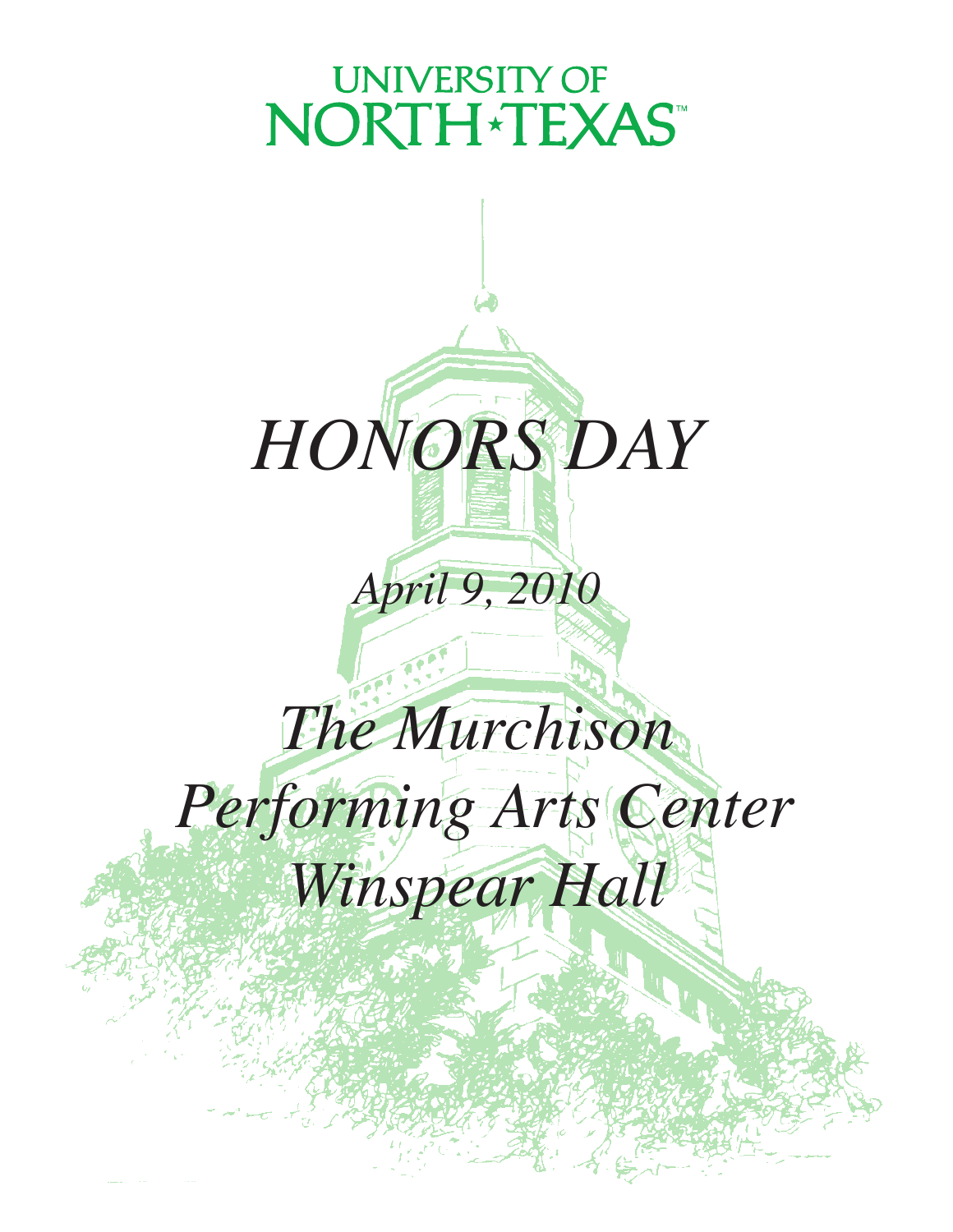UNIVERSITY OF
NORTH★TEXAS™

# *HONORS DAY*

*April 9, 2010*

*The Murchison*
*Performing Arts Center*
*Winspear Hall*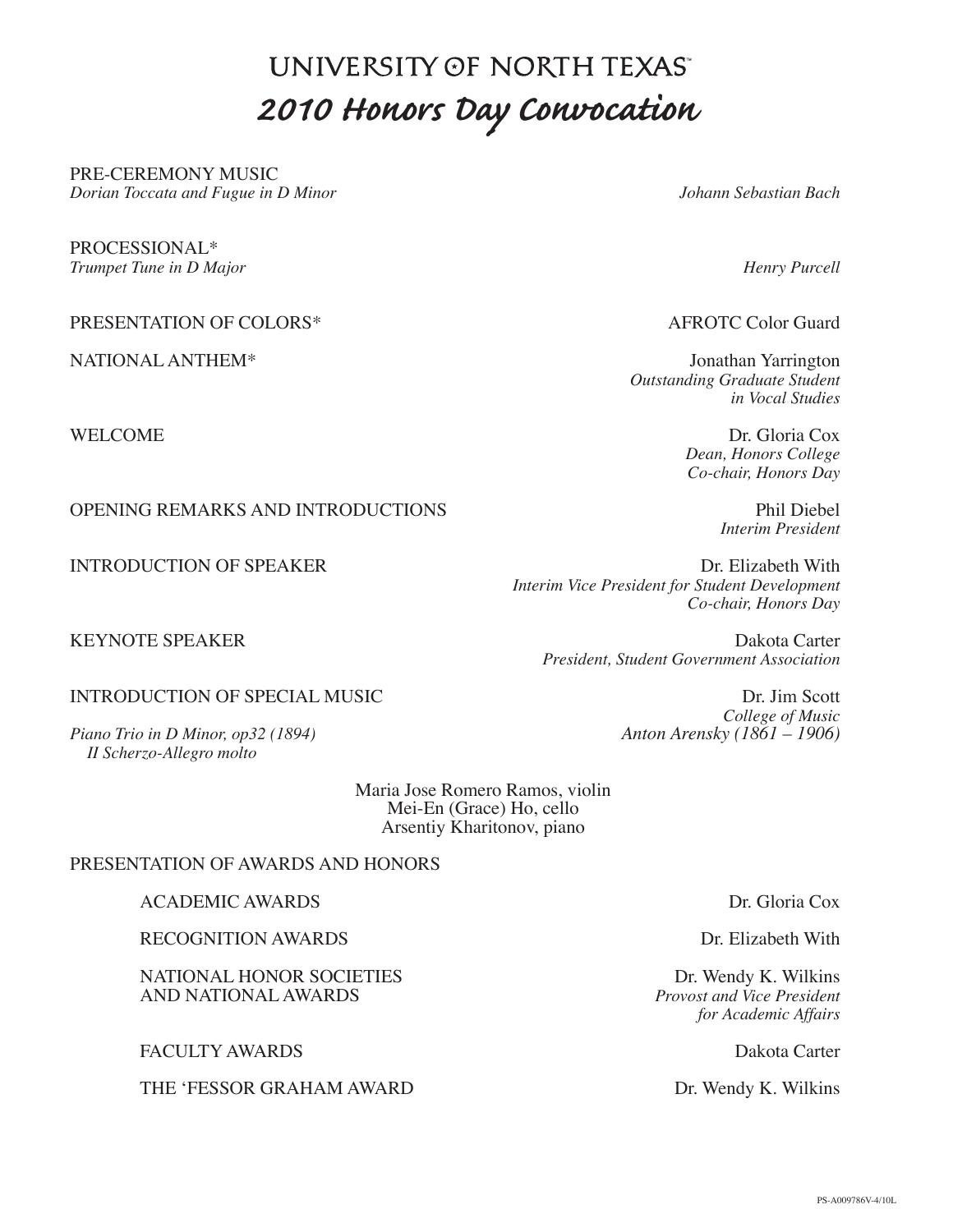# UNIVERSITY OF NORTH TEXAS™

# 2010 Honors Day Convocation

PRE-CEREMONY MUSIC
*Dorian Toccata and Fugue in D Minor* — *Johann Sebastian Bach*

PROCESSIONAL*
*Trumpet Tune in D Major* — *Henry Purcell*

PRESENTATION OF COLORS* — AFROTC Color Guard

NATIONAL ANTHEM* — Jonathan Yarrington
*Outstanding Graduate Student in Vocal Studies*

WELCOME — Dr. Gloria Cox
*Dean, Honors College*
*Co-chair, Honors Day*

OPENING REMARKS AND INTRODUCTIONS — Phil Diebel
*Interim President*

INTRODUCTION OF SPEAKER — Dr. Elizabeth With
*Interim Vice President for Student Development*
*Co-chair, Honors Day*

KEYNOTE SPEAKER — Dakota Carter
*President, Student Government Association*

INTRODUCTION OF SPECIAL MUSIC — Dr. Jim Scott
*College of Music*

*Piano Trio in D Minor, op32 (1894)*
*II Scherzo-Allegro molto* — *Anton Arensky (1861 – 1906)*

Maria Jose Romero Ramos, violin
Mei-En (Grace) Ho, cello
Arsentiy Kharitonov, piano

PRESENTATION OF AWARDS AND HONORS

- ACADEMIC AWARDS — Dr. Gloria Cox
- RECOGNITION AWARDS — Dr. Elizabeth With
- NATIONAL HONOR SOCIETIES AND NATIONAL AWARDS — Dr. Wendy K. Wilkins, *Provost and Vice President for Academic Affairs*
- FACULTY AWARDS — Dakota Carter
- THE 'FESSOR GRAHAM AWARD — Dr. Wendy K. Wilkins

PS-A009786V-4/10L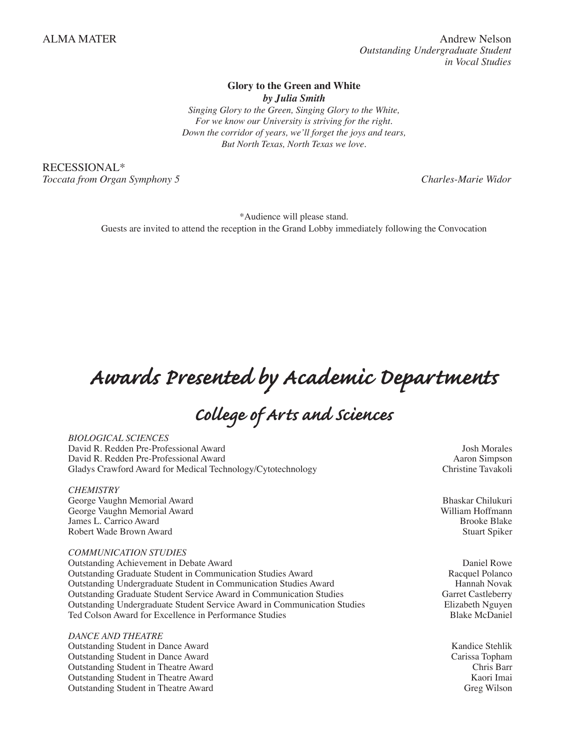ALMA MATER

Andrew Nelson
*Outstanding Undergraduate Student in Vocal Studies*

**Glory to the Green and White**
***by Julia Smith***

*Singing Glory to the Green, Singing Glory to the White,*
*For we know our University is striving for the right.*
*Down the corridor of years, we'll forget the joys and tears,*
*But North Texas, North Texas we love.*

RECESSIONAL*
*Toccata from Organ Symphony 5* — *Charles-Marie Widor*

*Audience will please stand.
Guests are invited to attend the reception in the Grand Lobby immediately following the Convocation

# Awards Presented by Academic Departments

## College of Arts and Sciences

*BIOLOGICAL SCIENCES*

| Award | Recipient |
|---|---|
| David R. Redden Pre-Professional Award | Josh Morales |
| David R. Redden Pre-Professional Award | Aaron Simpson |
| Gladys Crawford Award for Medical Technology/Cytotechnology | Christine Tavakoli |

*CHEMISTRY*

| Award | Recipient |
|---|---|
| George Vaughn Memorial Award | Bhaskar Chilukuri |
| George Vaughn Memorial Award | William Hoffmann |
| James L. Carrico Award | Brooke Blake |
| Robert Wade Brown Award | Stuart Spiker |

*COMMUNICATION STUDIES*

| Award | Recipient |
|---|---|
| Outstanding Achievement in Debate Award | Daniel Rowe |
| Outstanding Graduate Student in Communication Studies Award | Racquel Polanco |
| Outstanding Undergraduate Student in Communication Studies Award | Hannah Novak |
| Outstanding Graduate Student Service Award in Communication Studies | Garret Castleberry |
| Outstanding Undergraduate Student Service Award in Communication Studies | Elizabeth Nguyen |
| Ted Colson Award for Excellence in Performance Studies | Blake McDaniel |

*DANCE AND THEATRE*

| Award | Recipient |
|---|---|
| Outstanding Student in Dance Award | Kandice Stehlik |
| Outstanding Student in Dance Award | Carissa Topham |
| Outstanding Student in Theatre Award | Chris Barr |
| Outstanding Student in Theatre Award | Kaori Imai |
| Outstanding Student in Theatre Award | Greg Wilson |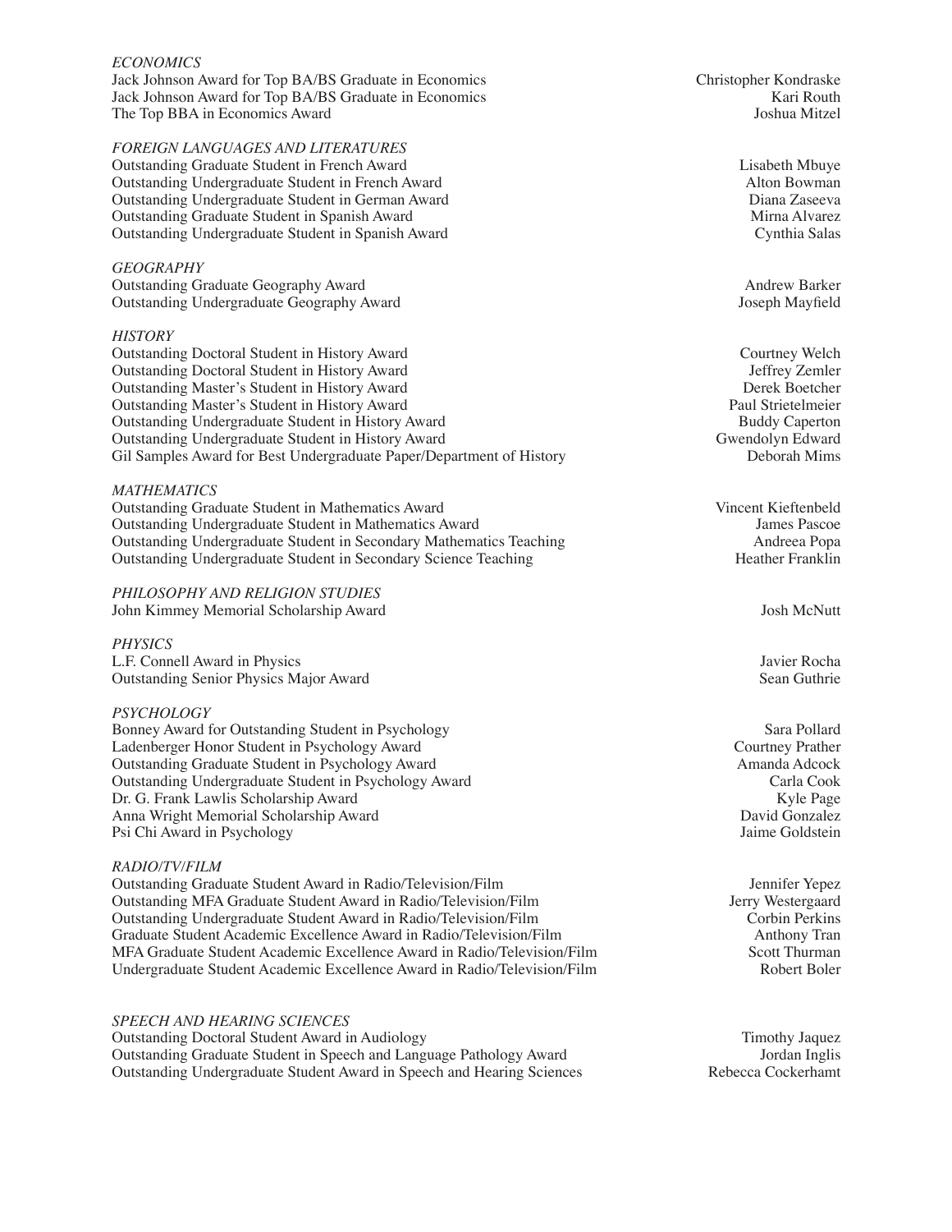### *ECONOMICS*

| Award | Recipient |
|---|---|
| Jack Johnson Award for Top BA/BS Graduate in Economics | Christopher Kondraske |
| Jack Johnson Award for Top BA/BS Graduate in Economics | Kari Routh |
| The Top BBA in Economics Award | Joshua Mitzel |

### *FOREIGN LANGUAGES AND LITERATURES*

| Award | Recipient |
|---|---|
| Outstanding Graduate Student in French Award | Lisabeth Mbuye |
| Outstanding Undergraduate Student in French Award | Alton Bowman |
| Outstanding Undergraduate Student in German Award | Diana Zaseeva |
| Outstanding Graduate Student in Spanish Award | Mirna Alvarez |
| Outstanding Undergraduate Student in Spanish Award | Cynthia Salas |

### *GEOGRAPHY*

| Award | Recipient |
|---|---|
| Outstanding Graduate Geography Award | Andrew Barker |
| Outstanding Undergraduate Geography Award | Joseph Mayfield |

### *HISTORY*

| Award | Recipient |
|---|---|
| Outstanding Doctoral Student in History Award | Courtney Welch |
| Outstanding Doctoral Student in History Award | Jeffrey Zemler |
| Outstanding Master's Student in History Award | Derek Boetcher |
| Outstanding Master's Student in History Award | Paul Strietelmeier |
| Outstanding Undergraduate Student in History Award | Buddy Caperton |
| Outstanding Undergraduate Student in History Award | Gwendolyn Edward |
| Gil Samples Award for Best Undergraduate Paper/Department of History | Deborah Mims |

### *MATHEMATICS*

| Award | Recipient |
|---|---|
| Outstanding Graduate Student in Mathematics Award | Vincent Kieftenbeld |
| Outstanding Undergraduate Student in Mathematics Award | James Pascoe |
| Outstanding Undergraduate Student in Secondary Mathematics Teaching | Andreea Popa |
| Outstanding Undergraduate Student in Secondary Science Teaching | Heather Franklin |

### *PHILOSOPHY AND RELIGION STUDIES*

| Award | Recipient |
|---|---|
| John Kimmey Memorial Scholarship Award | Josh McNutt |

### *PHYSICS*

| Award | Recipient |
|---|---|
| L.F. Connell Award in Physics | Javier Rocha |
| Outstanding Senior Physics Major Award | Sean Guthrie |

### *PSYCHOLOGY*

| Award | Recipient |
|---|---|
| Bonney Award for Outstanding Student in Psychology | Sara Pollard |
| Ladenberger Honor Student in Psychology Award | Courtney Prather |
| Outstanding Graduate Student in Psychology Award | Amanda Adcock |
| Outstanding Undergraduate Student in Psychology Award | Carla Cook |
| Dr. G. Frank Lawlis Scholarship Award | Kyle Page |
| Anna Wright Memorial Scholarship Award | David Gonzalez |
| Psi Chi Award in Psychology | Jaime Goldstein |

### *RADIO/TV/FILM*

| Award | Recipient |
|---|---|
| Outstanding Graduate Student Award in Radio/Television/Film | Jennifer Yepez |
| Outstanding MFA Graduate Student Award in Radio/Television/Film | Jerry Westergaard |
| Outstanding Undergraduate Student Award in Radio/Television/Film | Corbin Perkins |
| Graduate Student Academic Excellence Award in Radio/Television/Film | Anthony Tran |
| MFA Graduate Student Academic Excellence Award in Radio/Television/Film | Scott Thurman |
| Undergraduate Student Academic Excellence Award in Radio/Television/Film | Robert Boler |

### *SPEECH AND HEARING SCIENCES*

| Award | Recipient |
|---|---|
| Outstanding Doctoral Student Award in Audiology | Timothy Jaquez |
| Outstanding Graduate Student in Speech and Language Pathology Award | Jordan Inglis |
| Outstanding Undergraduate Student Award in Speech and Hearing Sciences | Rebecca Cockerhamt |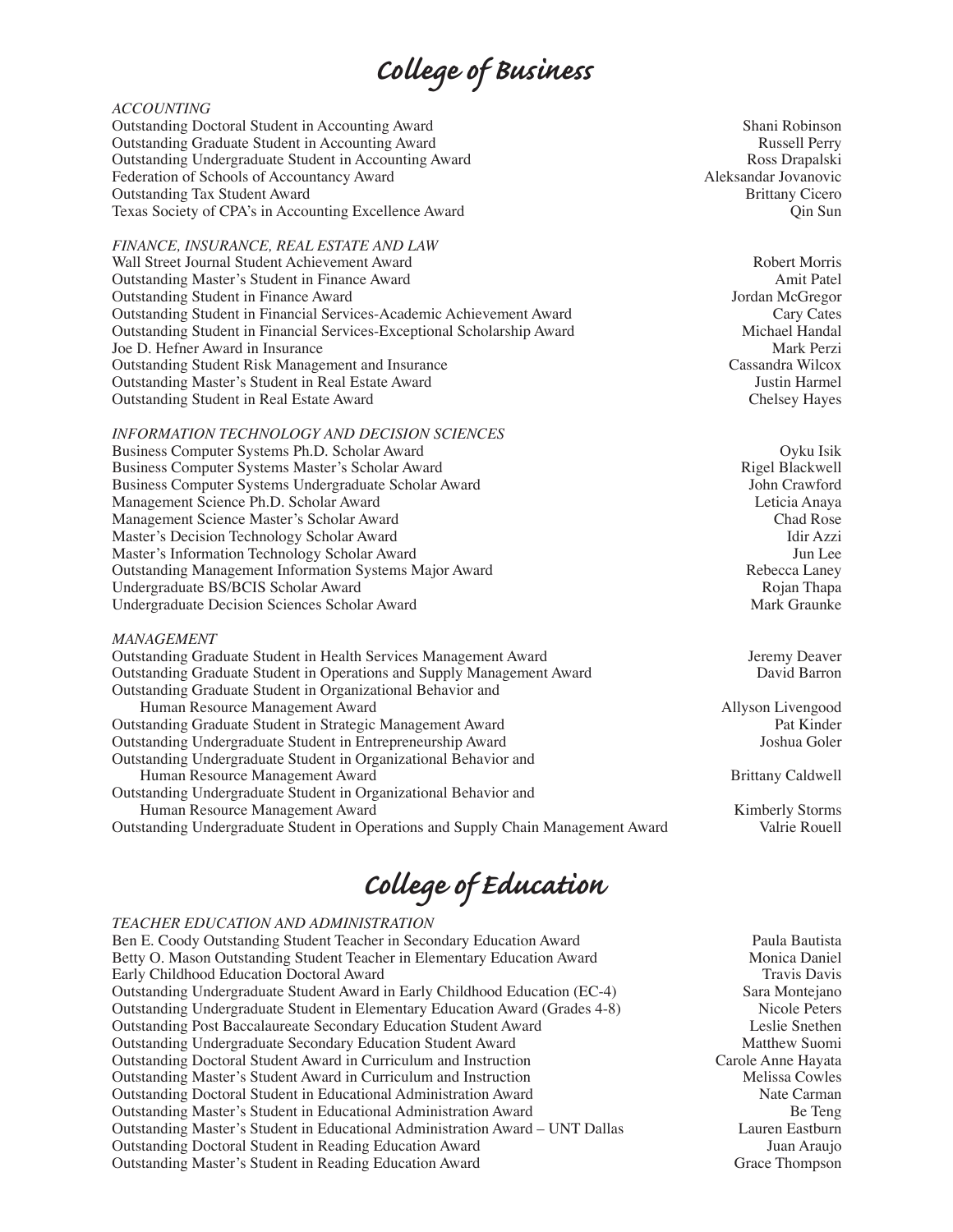# College of Business

*ACCOUNTING*

| Award | Recipient |
|---|---|
| Outstanding Doctoral Student in Accounting Award | Shani Robinson |
| Outstanding Graduate Student in Accounting Award | Russell Perry |
| Outstanding Undergraduate Student in Accounting Award | Ross Drapalski |
| Federation of Schools of Accountancy Award | Aleksandar Jovanovic |
| Outstanding Tax Student Award | Brittany Cicero |
| Texas Society of CPA's in Accounting Excellence Award | Qin Sun |

*FINANCE, INSURANCE, REAL ESTATE AND LAW*

| Award | Recipient |
|---|---|
| Wall Street Journal Student Achievement Award | Robert Morris |
| Outstanding Master's Student in Finance Award | Amit Patel |
| Outstanding Student in Finance Award | Jordan McGregor |
| Outstanding Student in Financial Services-Academic Achievement Award | Cary Cates |
| Outstanding Student in Financial Services-Exceptional Scholarship Award | Michael Handal |
| Joe D. Hefner Award in Insurance | Mark Perzi |
| Outstanding Student Risk Management and Insurance | Cassandra Wilcox |
| Outstanding Master's Student in Real Estate Award | Justin Harmel |
| Outstanding Student in Real Estate Award | Chelsey Hayes |

*INFORMATION TECHNOLOGY AND DECISION SCIENCES*

| Award | Recipient |
|---|---|
| Business Computer Systems Ph.D. Scholar Award | Oyku Isik |
| Business Computer Systems Master's Scholar Award | Rigel Blackwell |
| Business Computer Systems Undergraduate Scholar Award | John Crawford |
| Management Science Ph.D. Scholar Award | Leticia Anaya |
| Management Science Master's Scholar Award | Chad Rose |
| Master's Decision Technology Scholar Award | Idir Azzi |
| Master's Information Technology Scholar Award | Jun Lee |
| Outstanding Management Information Systems Major Award | Rebecca Laney |
| Undergraduate BS/BCIS Scholar Award | Rojan Thapa |
| Undergraduate Decision Sciences Scholar Award | Mark Graunke |

*MANAGEMENT*

| Award | Recipient |
|---|---|
| Outstanding Graduate Student in Health Services Management Award | Jeremy Deaver |
| Outstanding Graduate Student in Operations and Supply Management Award | David Barron |
| Outstanding Graduate Student in Organizational Behavior and Human Resource Management Award | Allyson Livengood |
| Outstanding Graduate Student in Strategic Management Award | Pat Kinder |
| Outstanding Undergraduate Student in Entrepreneurship Award | Joshua Goler |
| Outstanding Undergraduate Student in Organizational Behavior and Human Resource Management Award | Brittany Caldwell |
| Outstanding Undergraduate Student in Organizational Behavior and Human Resource Management Award | Kimberly Storms |
| Outstanding Undergraduate Student in Operations and Supply Chain Management Award | Valrie Rouell |

# College of Education

*TEACHER EDUCATION AND ADMINISTRATION*

| Award | Recipient |
|---|---|
| Ben E. Coody Outstanding Student Teacher in Secondary Education Award | Paula Bautista |
| Betty O. Mason Outstanding Student Teacher in Elementary Education Award | Monica Daniel |
| Early Childhood Education Doctoral Award | Travis Davis |
| Outstanding Undergraduate Student Award in Early Childhood Education (EC-4) | Sara Montejano |
| Outstanding Undergraduate Student in Elementary Education Award (Grades 4-8) | Nicole Peters |
| Outstanding Post Baccalaureate Secondary Education Student Award | Leslie Snethen |
| Outstanding Undergraduate Secondary Education Student Award | Matthew Suomi |
| Outstanding Doctoral Student Award in Curriculum and Instruction | Carole Anne Hayata |
| Outstanding Master's Student Award in Curriculum and Instruction | Melissa Cowles |
| Outstanding Doctoral Student in Educational Administration Award | Nate Carman |
| Outstanding Master's Student in Educational Administration Award | Be Teng |
| Outstanding Master's Student in Educational Administration Award – UNT Dallas | Lauren Eastburn |
| Outstanding Doctoral Student in Reading Education Award | Juan Araujo |
| Outstanding Master's Student in Reading Education Award | Grace Thompson |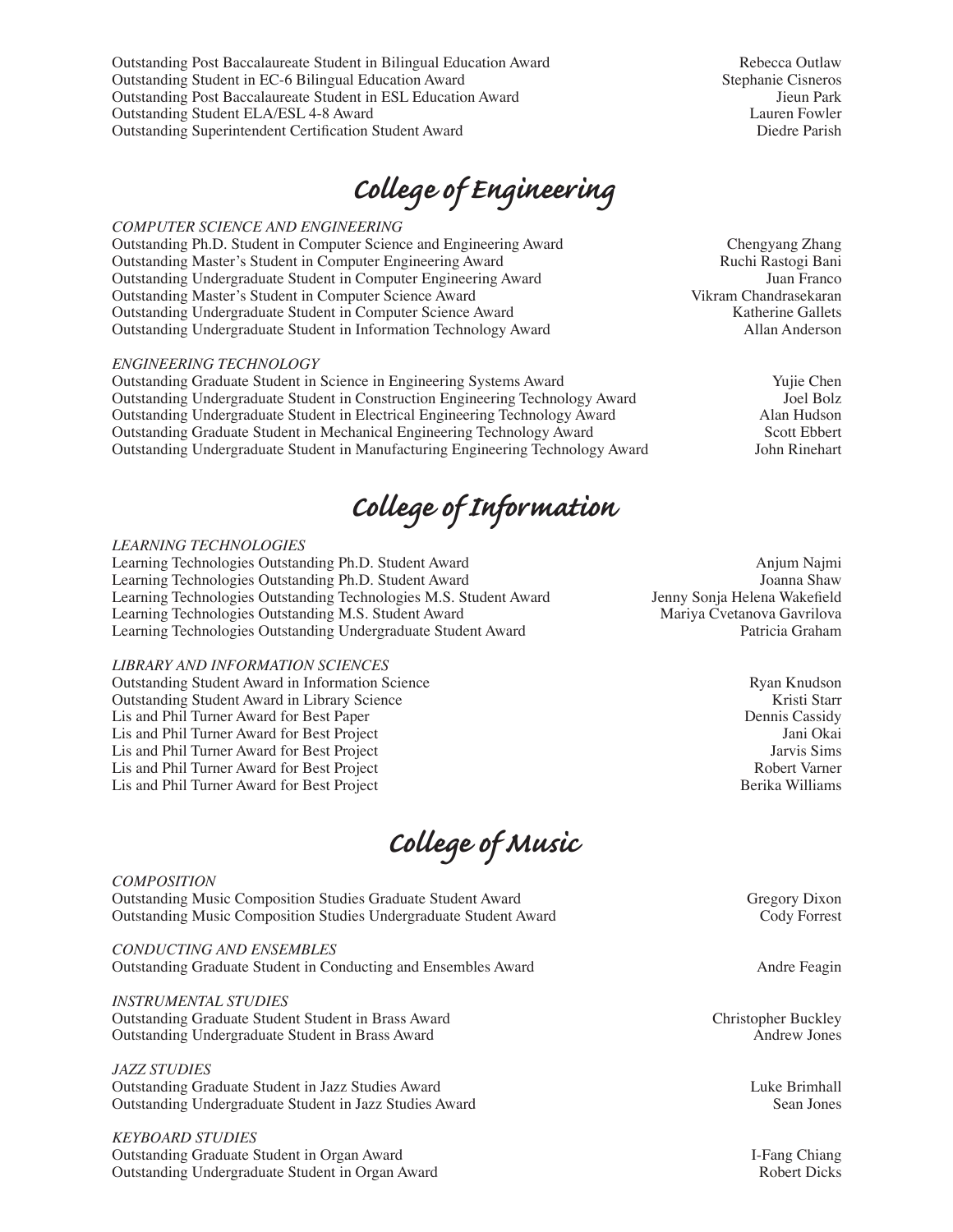| | |
|---|---|
| Outstanding Post Baccalaureate Student in Bilingual Education Award | Rebecca Outlaw |
| Outstanding Student in EC-6 Bilingual Education Award | Stephanie Cisneros |
| Outstanding Post Baccalaureate Student in ESL Education Award | Jieun Park |
| Outstanding Student ELA/ESL 4-8 Award | Lauren Fowler |
| Outstanding Superintendent Certification Student Award | Diedre Parish |

# College of Engineering

*COMPUTER SCIENCE AND ENGINEERING*

| | |
|---|---|
| Outstanding Ph.D. Student in Computer Science and Engineering Award | Chengyang Zhang |
| Outstanding Master's Student in Computer Engineering Award | Ruchi Rastogi Bani |
| Outstanding Undergraduate Student in Computer Engineering Award | Juan Franco |
| Outstanding Master's Student in Computer Science Award | Vikram Chandrasekaran |
| Outstanding Undergraduate Student in Computer Science Award | Katherine Gallets |
| Outstanding Undergraduate Student in Information Technology Award | Allan Anderson |

*ENGINEERING TECHNOLOGY*

| | |
|---|---|
| Outstanding Graduate Student in Science in Engineering Systems Award | Yujie Chen |
| Outstanding Undergraduate Student in Construction Engineering Technology Award | Joel Bolz |
| Outstanding Undergraduate Student in Electrical Engineering Technology Award | Alan Hudson |
| Outstanding Graduate Student in Mechanical Engineering Technology Award | Scott Ebbert |
| Outstanding Undergraduate Student in Manufacturing Engineering Technology Award | John Rinehart |

# College of Information

*LEARNING TECHNOLOGIES*

| | |
|---|---|
| Learning Technologies Outstanding Ph.D. Student Award | Anjum Najmi |
| Learning Technologies Outstanding Ph.D. Student Award | Joanna Shaw |
| Learning Technologies Outstanding Technologies M.S. Student Award | Jenny Sonja Helena Wakefield |
| Learning Technologies Outstanding M.S. Student Award | Mariya Cvetanova Gavrilova |
| Learning Technologies Outstanding Undergraduate Student Award | Patricia Graham |

*LIBRARY AND INFORMATION SCIENCES*

| | |
|---|---|
| Outstanding Student Award in Information Science | Ryan Knudson |
| Outstanding Student Award in Library Science | Kristi Starr |
| Lis and Phil Turner Award for Best Paper | Dennis Cassidy |
| Lis and Phil Turner Award for Best Project | Jani Okai |
| Lis and Phil Turner Award for Best Project | Jarvis Sims |
| Lis and Phil Turner Award for Best Project | Robert Varner |
| Lis and Phil Turner Award for Best Project | Berika Williams |

# College of Music

*COMPOSITION*

| | |
|---|---|
| Outstanding Music Composition Studies Graduate Student Award | Gregory Dixon |
| Outstanding Music Composition Studies Undergraduate Student Award | Cody Forrest |

*CONDUCTING AND ENSEMBLES*

| | |
|---|---|
| Outstanding Graduate Student in Conducting and Ensembles Award | Andre Feagin |

*INSTRUMENTAL STUDIES*

| | |
|---|---|
| Outstanding Graduate Student Student in Brass Award | Christopher Buckley |
| Outstanding Undergraduate Student in Brass Award | Andrew Jones |

*JAZZ STUDIES*

| | |
|---|---|
| Outstanding Graduate Student in Jazz Studies Award | Luke Brimhall |
| Outstanding Undergraduate Student in Jazz Studies Award | Sean Jones |

*KEYBOARD STUDIES*

| | |
|---|---|
| Outstanding Graduate Student in Organ Award | I-Fang Chiang |
| Outstanding Undergraduate Student in Organ Award | Robert Dicks |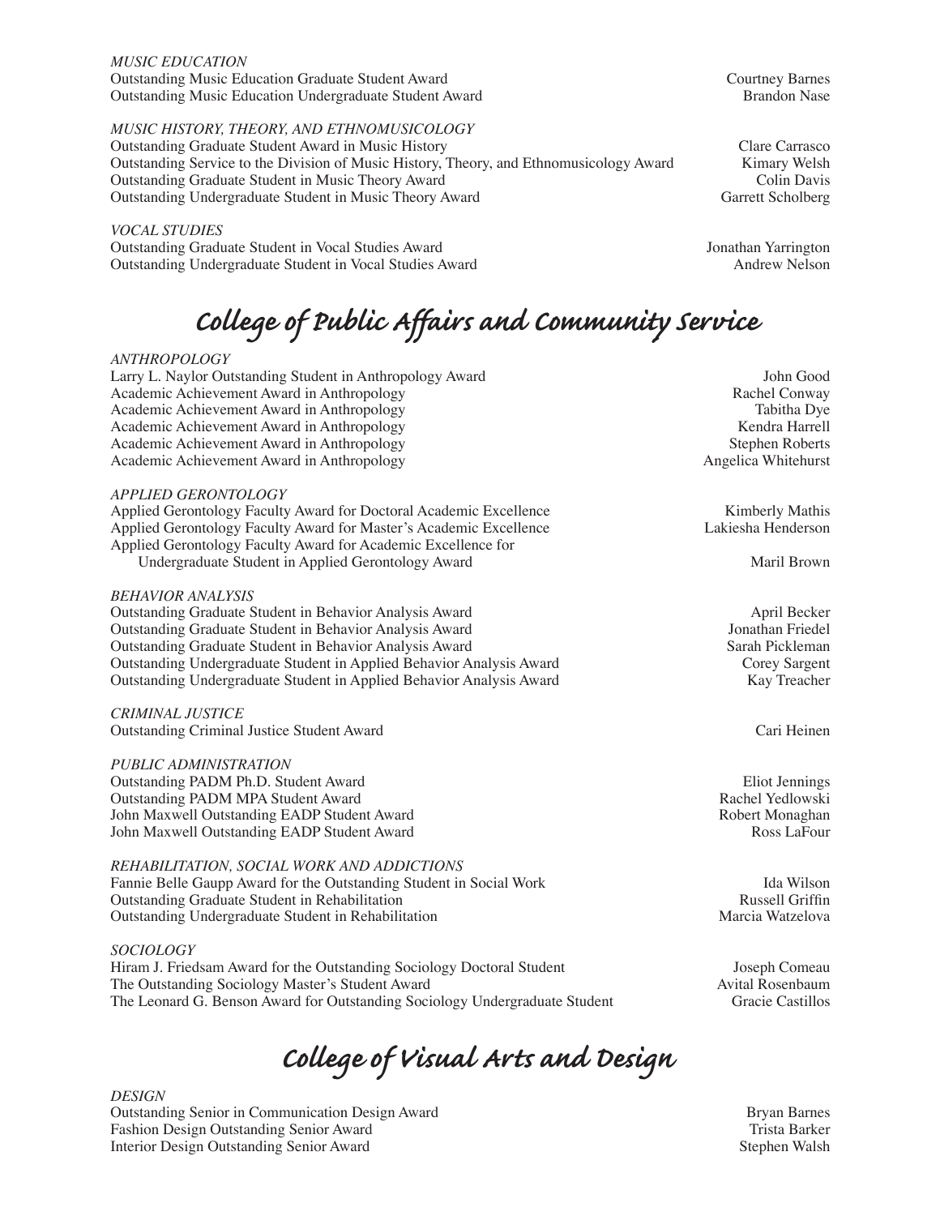*MUSIC EDUCATION*

| | |
|---|---|
| Outstanding Music Education Graduate Student Award | Courtney Barnes |
| Outstanding Music Education Undergraduate Student Award | Brandon Nase |

*MUSIC HISTORY, THEORY, AND ETHNOMUSICOLOGY*

| | |
|---|---|
| Outstanding Graduate Student Award in Music History | Clare Carrasco |
| Outstanding Service to the Division of Music History, Theory, and Ethnomusicology Award | Kimary Welsh |
| Outstanding Graduate Student in Music Theory Award | Colin Davis |
| Outstanding Undergraduate Student in Music Theory Award | Garrett Scholberg |

*VOCAL STUDIES*

| | |
|---|---|
| Outstanding Graduate Student in Vocal Studies Award | Jonathan Yarrington |
| Outstanding Undergraduate Student in Vocal Studies Award | Andrew Nelson |

# College of Public Affairs and Community Service

*ANTHROPOLOGY*

| | |
|---|---|
| Larry L. Naylor Outstanding Student in Anthropology Award | John Good |
| Academic Achievement Award in Anthropology | Rachel Conway |
| Academic Achievement Award in Anthropology | Tabitha Dye |
| Academic Achievement Award in Anthropology | Kendra Harrell |
| Academic Achievement Award in Anthropology | Stephen Roberts |
| Academic Achievement Award in Anthropology | Angelica Whitehurst |

*APPLIED GERONTOLOGY*

| | |
|---|---|
| Applied Gerontology Faculty Award for Doctoral Academic Excellence | Kimberly Mathis |
| Applied Gerontology Faculty Award for Master's Academic Excellence | Lakiesha Henderson |
| Applied Gerontology Faculty Award for Academic Excellence for Undergraduate Student in Applied Gerontology Award | Maril Brown |

*BEHAVIOR ANALYSIS*

| | |
|---|---|
| Outstanding Graduate Student in Behavior Analysis Award | April Becker |
| Outstanding Graduate Student in Behavior Analysis Award | Jonathan Friedel |
| Outstanding Graduate Student in Behavior Analysis Award | Sarah Pickleman |
| Outstanding Undergraduate Student in Applied Behavior Analysis Award | Corey Sargent |
| Outstanding Undergraduate Student in Applied Behavior Analysis Award | Kay Treacher |

*CRIMINAL JUSTICE*

| | |
|---|---|
| Outstanding Criminal Justice Student Award | Cari Heinen |

*PUBLIC ADMINISTRATION*

| | |
|---|---|
| Outstanding PADM Ph.D. Student Award | Eliot Jennings |
| Outstanding PADM MPA Student Award | Rachel Yedlowski |
| John Maxwell Outstanding EADP Student Award | Robert Monaghan |
| John Maxwell Outstanding EADP Student Award | Ross LaFour |

*REHABILITATION, SOCIAL WORK AND ADDICTIONS*

| | |
|---|---|
| Fannie Belle Gaupp Award for the Outstanding Student in Social Work | Ida Wilson |
| Outstanding Graduate Student in Rehabilitation | Russell Griffin |
| Outstanding Undergraduate Student in Rehabilitation | Marcia Watzelova |

*SOCIOLOGY*

| | |
|---|---|
| Hiram J. Friedsam Award for the Outstanding Sociology Doctoral Student | Joseph Comeau |
| The Outstanding Sociology Master's Student Award | Avital Rosenbaum |
| The Leonard G. Benson Award for Outstanding Sociology Undergraduate Student | Gracie Castillos |

# College of Visual Arts and Design

*DESIGN*

| | |
|---|---|
| Outstanding Senior in Communication Design Award | Bryan Barnes |
| Fashion Design Outstanding Senior Award | Trista Barker |
| Interior Design Outstanding Senior Award | Stephen Walsh |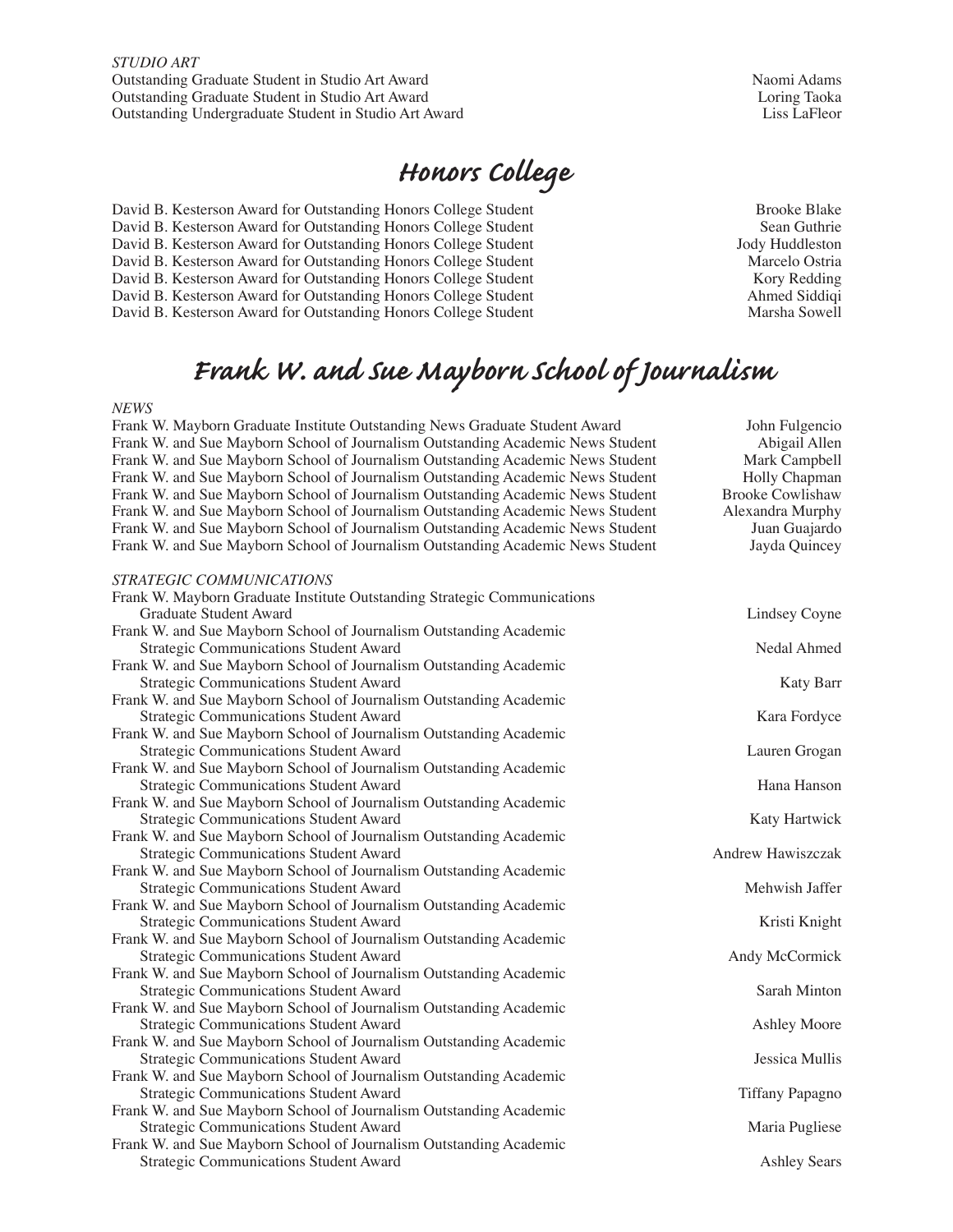*STUDIO ART*

| Award | Recipient |
|---|---|
| Outstanding Graduate Student in Studio Art Award | Naomi Adams |
| Outstanding Graduate Student in Studio Art Award | Loring Taoka |
| Outstanding Undergraduate Student in Studio Art Award | Liss LaFleor |

## Honors College

| Award | Recipient |
|---|---|
| David B. Kesterson Award for Outstanding Honors College Student | Brooke Blake |
| David B. Kesterson Award for Outstanding Honors College Student | Sean Guthrie |
| David B. Kesterson Award for Outstanding Honors College Student | Jody Huddleston |
| David B. Kesterson Award for Outstanding Honors College Student | Marcelo Ostria |
| David B. Kesterson Award for Outstanding Honors College Student | Kory Redding |
| David B. Kesterson Award for Outstanding Honors College Student | Ahmed Siddiqi |
| David B. Kesterson Award for Outstanding Honors College Student | Marsha Sowell |

## Frank W. and Sue Mayborn School of Journalism

*NEWS*

| Award | Recipient |
|---|---|
| Frank W. Mayborn Graduate Institute Outstanding News Graduate Student Award | John Fulgencio |
| Frank W. and Sue Mayborn School of Journalism Outstanding Academic News Student | Abigail Allen |
| Frank W. and Sue Mayborn School of Journalism Outstanding Academic News Student | Mark Campbell |
| Frank W. and Sue Mayborn School of Journalism Outstanding Academic News Student | Holly Chapman |
| Frank W. and Sue Mayborn School of Journalism Outstanding Academic News Student | Brooke Cowlishaw |
| Frank W. and Sue Mayborn School of Journalism Outstanding Academic News Student | Alexandra Murphy |
| Frank W. and Sue Mayborn School of Journalism Outstanding Academic News Student | Juan Guajardo |
| Frank W. and Sue Mayborn School of Journalism Outstanding Academic News Student | Jayda Quincey |

*STRATEGIC COMMUNICATIONS*

| Award | Recipient |
|---|---|
| Frank W. Mayborn Graduate Institute Outstanding Strategic Communications Graduate Student Award | Lindsey Coyne |
| Frank W. and Sue Mayborn School of Journalism Outstanding Academic Strategic Communications Student Award | Nedal Ahmed |
| Frank W. and Sue Mayborn School of Journalism Outstanding Academic Strategic Communications Student Award | Katy Barr |
| Frank W. and Sue Mayborn School of Journalism Outstanding Academic Strategic Communications Student Award | Kara Fordyce |
| Frank W. and Sue Mayborn School of Journalism Outstanding Academic Strategic Communications Student Award | Lauren Grogan |
| Frank W. and Sue Mayborn School of Journalism Outstanding Academic Strategic Communications Student Award | Hana Hanson |
| Frank W. and Sue Mayborn School of Journalism Outstanding Academic Strategic Communications Student Award | Katy Hartwick |
| Frank W. and Sue Mayborn School of Journalism Outstanding Academic Strategic Communications Student Award | Andrew Hawiszczak |
| Frank W. and Sue Mayborn School of Journalism Outstanding Academic Strategic Communications Student Award | Mehwish Jaffer |
| Frank W. and Sue Mayborn School of Journalism Outstanding Academic Strategic Communications Student Award | Kristi Knight |
| Frank W. and Sue Mayborn School of Journalism Outstanding Academic Strategic Communications Student Award | Andy McCormick |
| Frank W. and Sue Mayborn School of Journalism Outstanding Academic Strategic Communications Student Award | Sarah Minton |
| Frank W. and Sue Mayborn School of Journalism Outstanding Academic Strategic Communications Student Award | Ashley Moore |
| Frank W. and Sue Mayborn School of Journalism Outstanding Academic Strategic Communications Student Award | Jessica Mullis |
| Frank W. and Sue Mayborn School of Journalism Outstanding Academic Strategic Communications Student Award | Tiffany Papagno |
| Frank W. and Sue Mayborn School of Journalism Outstanding Academic Strategic Communications Student Award | Maria Pugliese |
| Frank W. and Sue Mayborn School of Journalism Outstanding Academic Strategic Communications Student Award | Ashley Sears |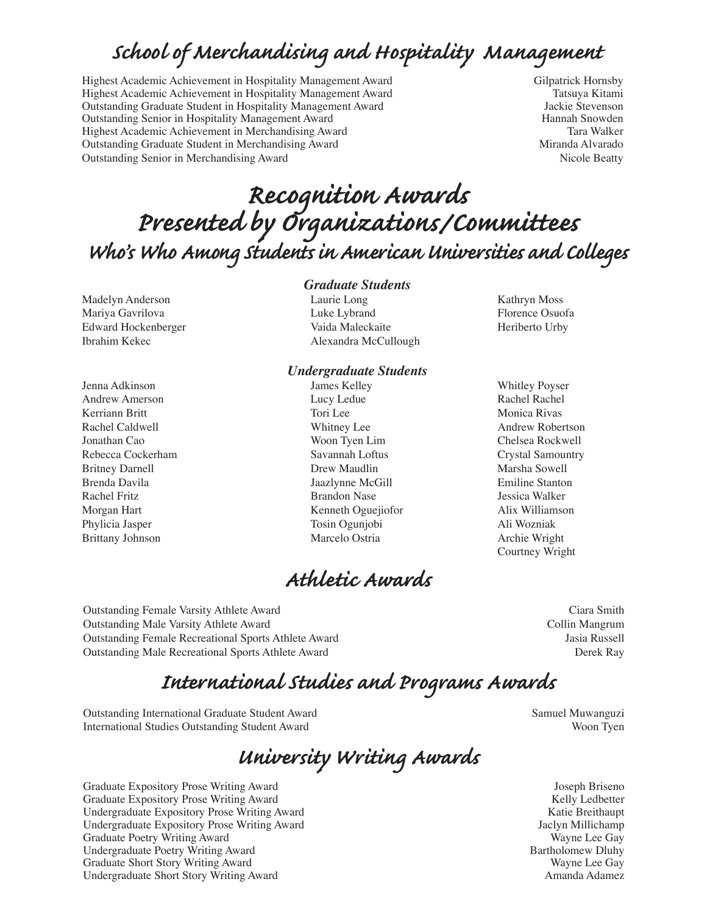## School of Merchandising and Hospitality Management

| Award | Recipient |
|---|---|
| Highest Academic Achievement in Hospitality Management Award | Gilpatrick Hornsby |
| Highest Academic Achievement in Hospitality Management Award | Tatsuya Kitami |
| Outstanding Graduate Student in Hospitality Management Award | Jackie Stevenson |
| Outstanding Senior in Hospitality Management Award | Hannah Snowden |
| Highest Academic Achievement in Merchandising Award | Tara Walker |
| Outstanding Graduate Student in Merchandising Award | Miranda Alvarado |
| Outstanding Senior in Merchandising Award | Nicole Beatty |

# Recognition Awards Presented by Organizations/Committees

## Who's Who Among Students in American Universities and Colleges

### *Graduate Students*

Madelyn Anderson
Mariya Gavrilova
Edward Hockenberger
Ibrahim Kekec
Laurie Long
Luke Lybrand
Vaida Maleckaite
Alexandra McCullough
Kathryn Moss
Florence Osuofa
Heriberto Urby

### *Undergraduate Students*

Jenna Adkinson
Andrew Amerson
Kerriann Britt
Rachel Caldwell
Jonathan Cao
Rebecca Cockerham
Britney Darnell
Brenda Davila
Rachel Fritz
Morgan Hart
Phylicia Jasper
Brittany Johnson
James Kelley
Lucy Ledue
Tori Lee
Whitney Lee
Woon Tyen Lim
Savannah Loftus
Drew Maudlin
Jaazlynne McGill
Brandon Nase
Kenneth Oguejiofor
Tosin Ogunjobi
Marcelo Ostria
Whitley Poyser
Rachel Rachel
Monica Rivas
Andrew Robertson
Chelsea Rockwell
Crystal Samountry
Marsha Sowell
Emiline Stanton
Jessica Walker
Alix Williamson
Ali Wozniak
Archie Wright
Courtney Wright

## Athletic Awards

| Award | Recipient |
|---|---|
| Outstanding Female Varsity Athlete Award | Ciara Smith |
| Outstanding Male Varsity Athlete Award | Collin Mangrum |
| Outstanding Female Recreational Sports Athlete Award | Jasia Russell |
| Outstanding Male Recreational Sports Athlete Award | Derek Ray |

## International Studies and Programs Awards

| Award | Recipient |
|---|---|
| Outstanding International Graduate Student Award | Samuel Muwanguzi |
| International Studies Outstanding Student Award | Woon Tyen |

## University Writing Awards

| Award | Recipient |
|---|---|
| Graduate Expository Prose Writing Award | Joseph Briseno |
| Graduate Expository Prose Writing Award | Kelly Ledbetter |
| Undergraduate Expository Prose Writing Award | Katie Breithaupt |
| Undergraduate Expository Prose Writing Award | Jaclyn Millichamp |
| Graduate Poetry Writing Award | Wayne Lee Gay |
| Undergraduate Poetry Writing Award | Bartholomew Dluhy |
| Graduate Short Story Writing Award | Wayne Lee Gay |
| Undergraduate Short Story Writing Award | Amanda Adamez |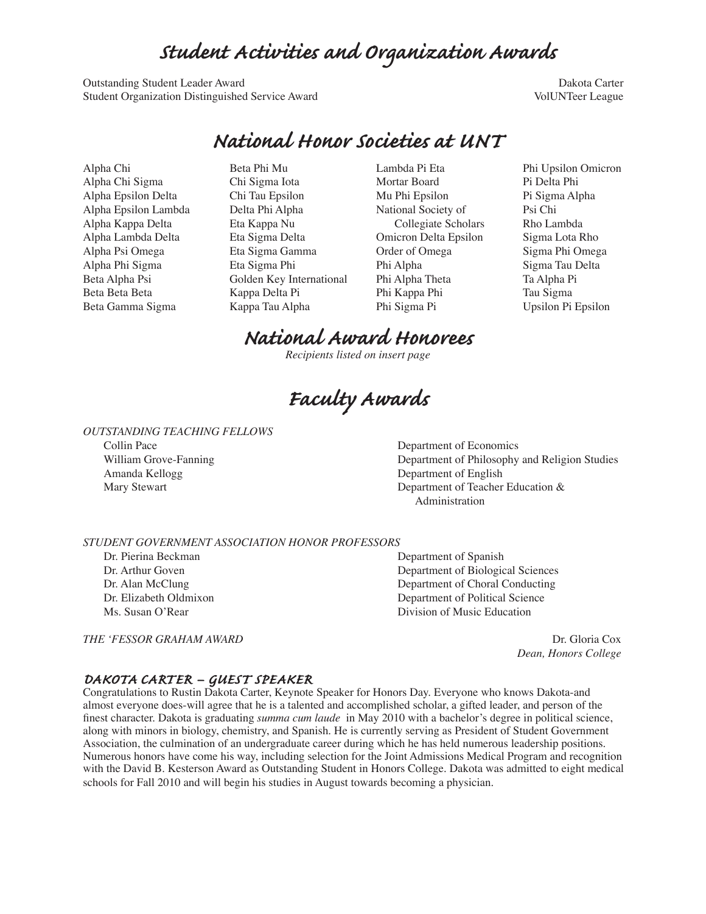# Student Activities and Organization Awards

| Award | Recipient |
|---|---|
| Outstanding Student Leader Award | Dakota Carter |
| Student Organization Distinguished Service Award | VolUNTeer League |

# National Honor Societies at UNT

Alpha Chi
Alpha Chi Sigma
Alpha Epsilon Delta
Alpha Epsilon Lambda
Alpha Kappa Delta
Alpha Lambda Delta
Alpha Psi Omega
Alpha Phi Sigma
Beta Alpha Psi
Beta Beta Beta
Beta Gamma Sigma
Beta Phi Mu
Chi Sigma Iota
Chi Tau Epsilon
Delta Phi Alpha
Eta Kappa Nu
Eta Sigma Delta
Eta Sigma Gamma
Eta Sigma Phi
Golden Key International
Kappa Delta Pi
Kappa Tau Alpha
Lambda Pi Eta
Mortar Board
Mu Phi Epsilon
National Society of Collegiate Scholars
Omicron Delta Epsilon
Order of Omega
Phi Alpha
Phi Alpha Theta
Phi Kappa Phi
Phi Sigma Pi
Phi Upsilon Omicron
Pi Delta Phi
Pi Sigma Alpha
Psi Chi
Rho Lambda
Sigma Lota Rho
Sigma Phi Omega
Sigma Tau Delta
Ta Alpha Pi
Tau Sigma
Upsilon Pi Epsilon

# National Award Honorees

*Recipients listed on insert page*

# Faculty Awards

*OUTSTANDING TEACHING FELLOWS*

| Name | Department |
|---|---|
| Collin Pace | Department of Economics |
| William Grove-Fanning | Department of Philosophy and Religion Studies |
| Amanda Kellogg | Department of English |
| Mary Stewart | Department of Teacher Education & Administration |

*STUDENT GOVERNMENT ASSOCIATION HONOR PROFESSORS*

| Name | Department |
|---|---|
| Dr. Pierina Beckman | Department of Spanish |
| Dr. Arthur Goven | Department of Biological Sciences |
| Dr. Alan McClung | Department of Choral Conducting |
| Dr. Elizabeth Oldmixon | Department of Political Science |
| Ms. Susan O'Rear | Division of Music Education |

*THE 'FESSOR GRAHAM AWARD* — Dr. Gloria Cox, *Dean, Honors College*

### DAKOTA CARTER – GUEST SPEAKER

Congratulations to Rustin Dakota Carter, Keynote Speaker for Honors Day. Everyone who knows Dakota-and almost everyone does-will agree that he is a talented and accomplished scholar, a gifted leader, and person of the finest character. Dakota is graduating *summa cum laude* in May 2010 with a bachelor's degree in political science, along with minors in biology, chemistry, and Spanish. He is currently serving as President of Student Government Association, the culmination of an undergraduate career during which he has held numerous leadership positions. Numerous honors have come his way, including selection for the Joint Admissions Medical Program and recognition with the David B. Kesterson Award as Outstanding Student in Honors College. Dakota was admitted to eight medical schools for Fall 2010 and will begin his studies in August towards becoming a physician.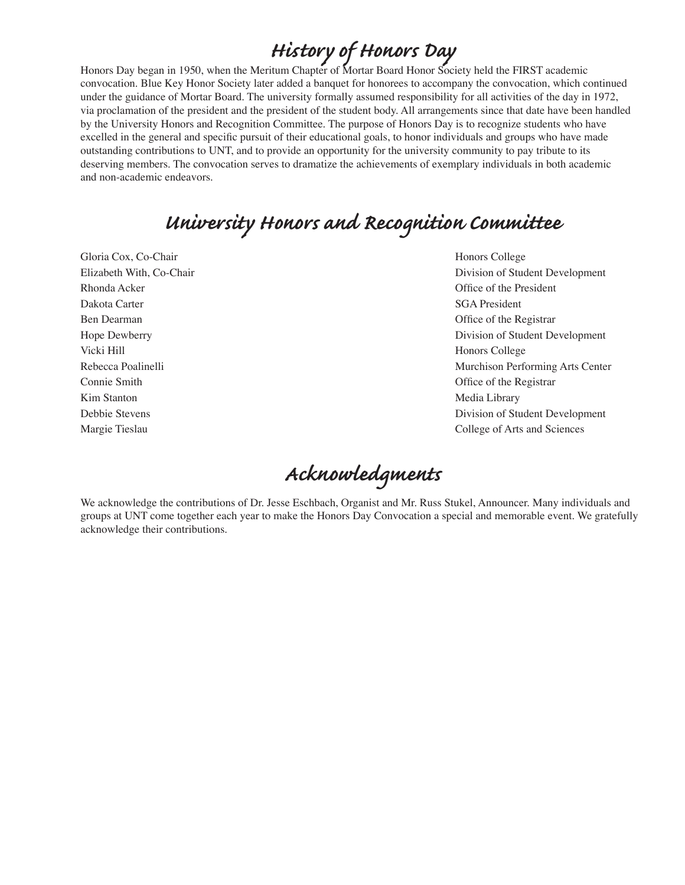# History of Honors Day

Honors Day began in 1950, when the Meritum Chapter of Mortar Board Honor Society held the FIRST academic convocation. Blue Key Honor Society later added a banquet for honorees to accompany the convocation, which continued under the guidance of Mortar Board. The university formally assumed responsibility for all activities of the day in 1972, via proclamation of the president and the president of the student body. All arrangements since that date have been handled by the University Honors and Recognition Committee. The purpose of Honors Day is to recognize students who have excelled in the general and specific pursuit of their educational goals, to honor individuals and groups who have made outstanding contributions to UNT, and to provide an opportunity for the university community to pay tribute to its deserving members. The convocation serves to dramatize the achievements of exemplary individuals in both academic and non-academic endeavors.

# University Honors and Recognition Committee

| | |
|---|---|
| Gloria Cox, Co-Chair | Honors College |
| Elizabeth With, Co-Chair | Division of Student Development |
| Rhonda Acker | Office of the President |
| Dakota Carter | SGA President |
| Ben Dearman | Office of the Registrar |
| Hope Dewberry | Division of Student Development |
| Vicki Hill | Honors College |
| Rebecca Poalinelli | Murchison Performing Arts Center |
| Connie Smith | Office of the Registrar |
| Kim Stanton | Media Library |
| Debbie Stevens | Division of Student Development |
| Margie Tieslau | College of Arts and Sciences |

# Acknowledgments

We acknowledge the contributions of Dr. Jesse Eschbach, Organist and Mr. Russ Stukel, Announcer. Many individuals and groups at UNT come together each year to make the Honors Day Convocation a special and memorable event. We gratefully acknowledge their contributions.